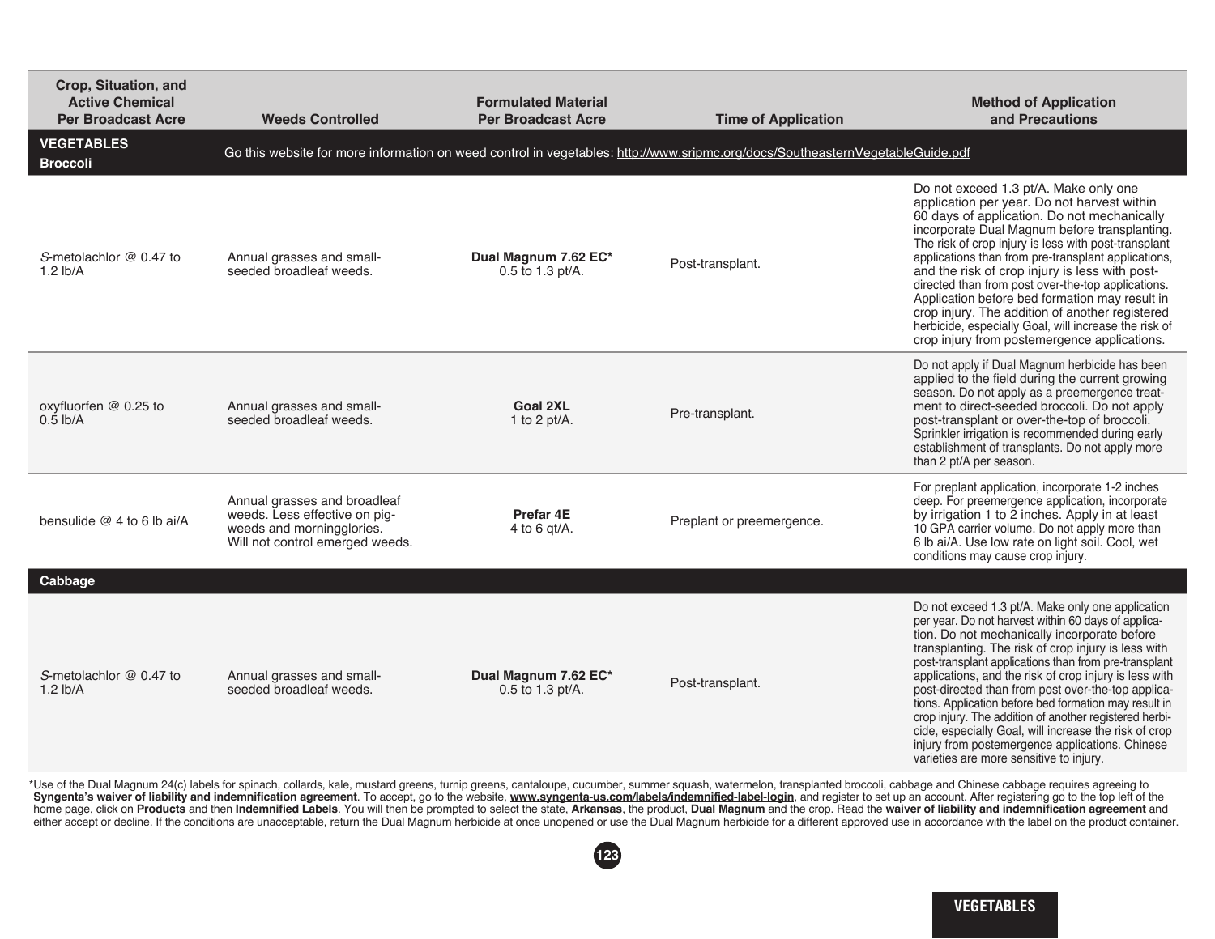| Crop, Situation, and Active Chemical Per Broadcast Acre | Weeds Controlled | Formulated Material Per Broadcast Acre | Time of Application | Method of Application and Precautions |
|---|---|---|---|---|
| **VEGETABLES** | Go this website for more information on weed control in vegetables: http://www.sripmc.org/docs/SoutheasternVegetableGuide.pdf | | | |
| **Broccoli** | | | | |
| *S*-metolachlor @ 0.47 to 1.2 lb/A | Annual grasses and small-seeded broadleaf weeds. | **Dual Magnum 7.62 EC*** 0.5 to 1.3 pt/A. | Post-transplant. | Do not exceed 1.3 pt/A. Make only one application per year. Do not harvest within 60 days of application. Do not mechanically incorporate Dual Magnum before transplanting. The risk of crop injury is less with post-transplant applications than from pre-transplant applications, and the risk of crop injury is less with post-directed than from post over-the-top applications. Application before bed formation may result in crop injury. The addition of another registered herbicide, especially Goal, will increase the risk of crop injury from postemergence applications. |
| oxyfluorfen @ 0.25 to 0.5 lb/A | Annual grasses and small-seeded broadleaf weeds. | **Goal 2XL** 1 to 2 pt/A. | Pre-transplant. | Do not apply if Dual Magnum herbicide has been applied to the field during the current growing season. Do not apply as a preemergence treatment to direct-seeded broccoli. Do not apply post-transplant or over-the-top of broccoli. Sprinkler irrigation is recommended during early establishment of transplants. Do not apply more than 2 pt/A per season. |
| bensulide @ 4 to 6 lb ai/A | Annual grasses and broadleaf weeds. Less effective on pigweeds and morningglories. Will not control emerged weeds. | **Prefar 4E** 4 to 6 qt/A. | Preplant or preemergence. | For preplant application, incorporate 1-2 inches deep. For preemergence application, incorporate by irrigation 1 to 2 inches. Apply in at least 10 GPA carrier volume. Do not apply more than 6 lb ai/A. Use low rate on light soil. Cool, wet conditions may cause crop injury. |
| **Cabbage** | | | | |
| *S*-metolachlor @ 0.47 to 1.2 lb/A | Annual grasses and small-seeded broadleaf weeds. | **Dual Magnum 7.62 EC*** 0.5 to 1.3 pt/A. | Post-transplant. | Do not exceed 1.3 pt/A. Make only one application per year. Do not harvest within 60 days of application. Do not mechanically incorporate before transplanting. The risk of crop injury is less with post-transplant applications than from pre-transplant applications, and the risk of crop injury is less with post-directed than from post over-the-top applications. Application before bed formation may result in crop injury. The addition of another registered herbicide, especially Goal, will increase the risk of crop injury from postemergence applications. Chinese varieties are more sensitive to injury. |

*Use of the Dual Magnum 24(c) labels for spinach, collards, kale, mustard greens, turnip greens, cantaloupe, cucumber, summer squash, watermelon, transplanted broccoli, cabbage and Chinese cabbage requires agreeing to **Syngenta's waiver of liability and indemnification agreement**. To accept, go to the website, **www.syngenta-us.com/labels/indemnified-label-login**, and register to set up an account. After registering go to the top left of the home page, click on **Products** and then **Indemnified Labels**. You will then be prompted to select the state, **Arkansas**, the product, **Dual Magnum** and the crop. Read the **waiver of liability and indemnification agreement** and either accept or decline. If the conditions are unacceptable, return the Dual Magnum herbicide at once unopened or use the Dual Magnum herbicide for a different approved use in accordance with the label on the product container.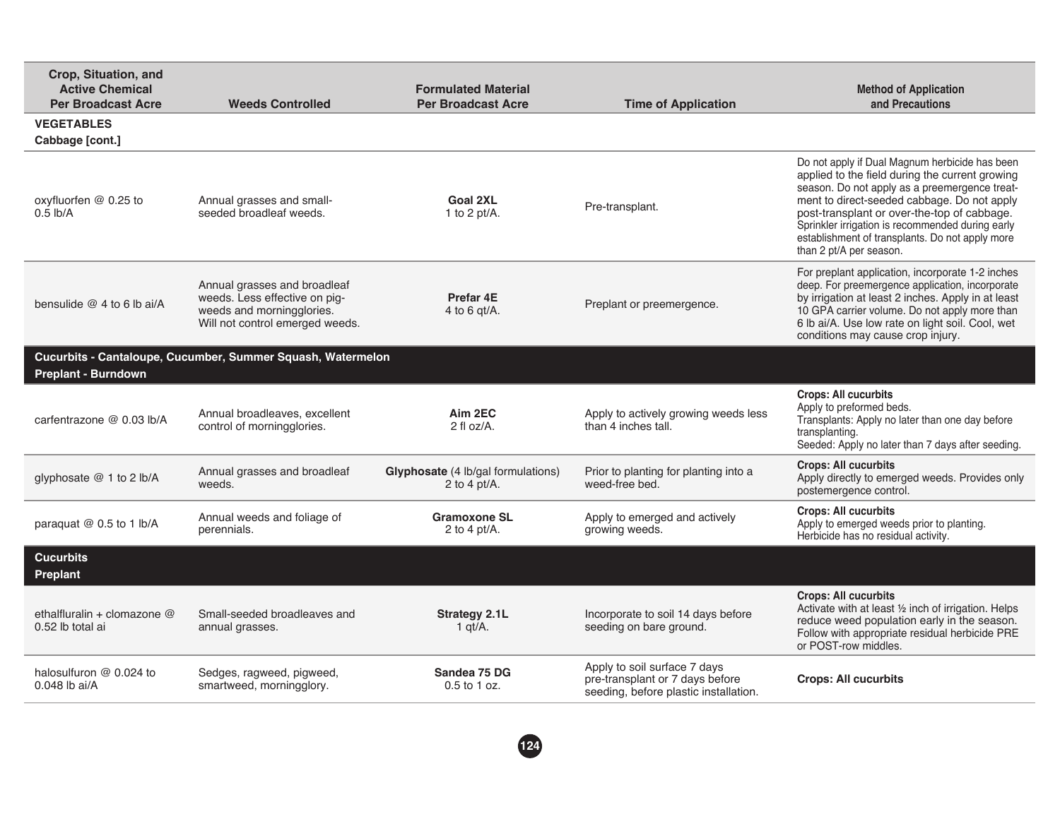| Crop, Situation, and Active Chemical Per Broadcast Acre | Weeds Controlled | Formulated Material Per Broadcast Acre | Time of Application | Method of Application and Precautions |
|---|---|---|---|---|
| **VEGETABLES** | | | | |
| **Cabbage [cont.]** | | | | |
| oxyfluorfen @ 0.25 to 0.5 lb/A | Annual grasses and small-seeded broadleaf weeds. | **Goal 2XL** 1 to 2 pt/A. | Pre-transplant. | Do not apply if Dual Magnum herbicide has been applied to the field during the current growing season. Do not apply as a preemergence treatment to direct-seeded cabbage. Do not apply post-transplant or over-the-top of cabbage. Sprinkler irrigation is recommended during early establishment of transplants. Do not apply more than 2 pt/A per season. |
| bensulide @ 4 to 6 lb ai/A | Annual grasses and broadleaf weeds. Less effective on pigweeds and morningglories. Will not control emerged weeds. | **Prefar 4E** 4 to 6 qt/A. | Preplant or preemergence. | For preplant application, incorporate 1-2 inches deep. For preemergence application, incorporate by irrigation at least 2 inches. Apply in at least 10 GPA carrier volume. Do not apply more than 6 lb ai/A. Use low rate on light soil. Cool, wet conditions may cause crop injury. |
| **Cucurbits - Cantaloupe, Cucumber, Summer Squash, Watermelon** | | | | |
| **Preplant - Burndown** | | | | |
| carfentrazone @ 0.03 lb/A | Annual broadleaves, excellent control of morningglories. | **Aim 2EC** 2 fl oz/A. | Apply to actively growing weeds less than 4 inches tall. | **Crops: All cucurbits** Apply to preformed beds. Transplants: Apply no later than one day before transplanting. Seeded: Apply no later than 7 days after seeding. |
| glyphosate @ 1 to 2 lb/A | Annual grasses and broadleaf weeds. | **Glyphosate** (4 lb/gal formulations) 2 to 4 pt/A. | Prior to planting for planting into a weed-free bed. | **Crops: All cucurbits** Apply directly to emerged weeds. Provides only postemergence control. |
| paraquat @ 0.5 to 1 lb/A | Annual weeds and foliage of perennials. | **Gramoxone SL** 2 to 4 pt/A. | Apply to emerged and actively growing weeds. | **Crops: All cucurbits** Apply to emerged weeds prior to planting. Herbicide has no residual activity. |
| **Cucurbits** | | | | |
| **Preplant** | | | | |
| ethalfluralin + clomazone @ 0.52 lb total ai | Small-seeded broadleaves and annual grasses. | **Strategy 2.1L** 1 qt/A. | Incorporate to soil 14 days before seeding on bare ground. | **Crops: All cucurbits** Activate with at least ½ inch of irrigation. Helps reduce weed population early in the season. Follow with appropriate residual herbicide PRE or POST-row middles. |
| halosulfuron @ 0.024 to 0.048 lb ai/A | Sedges, ragweed, pigweed, smartweed, morningglory. | **Sandea 75 DG** 0.5 to 1 oz. | Apply to soil surface 7 days pre-transplant or 7 days before seeding, before plastic installation. | **Crops: All cucurbits** |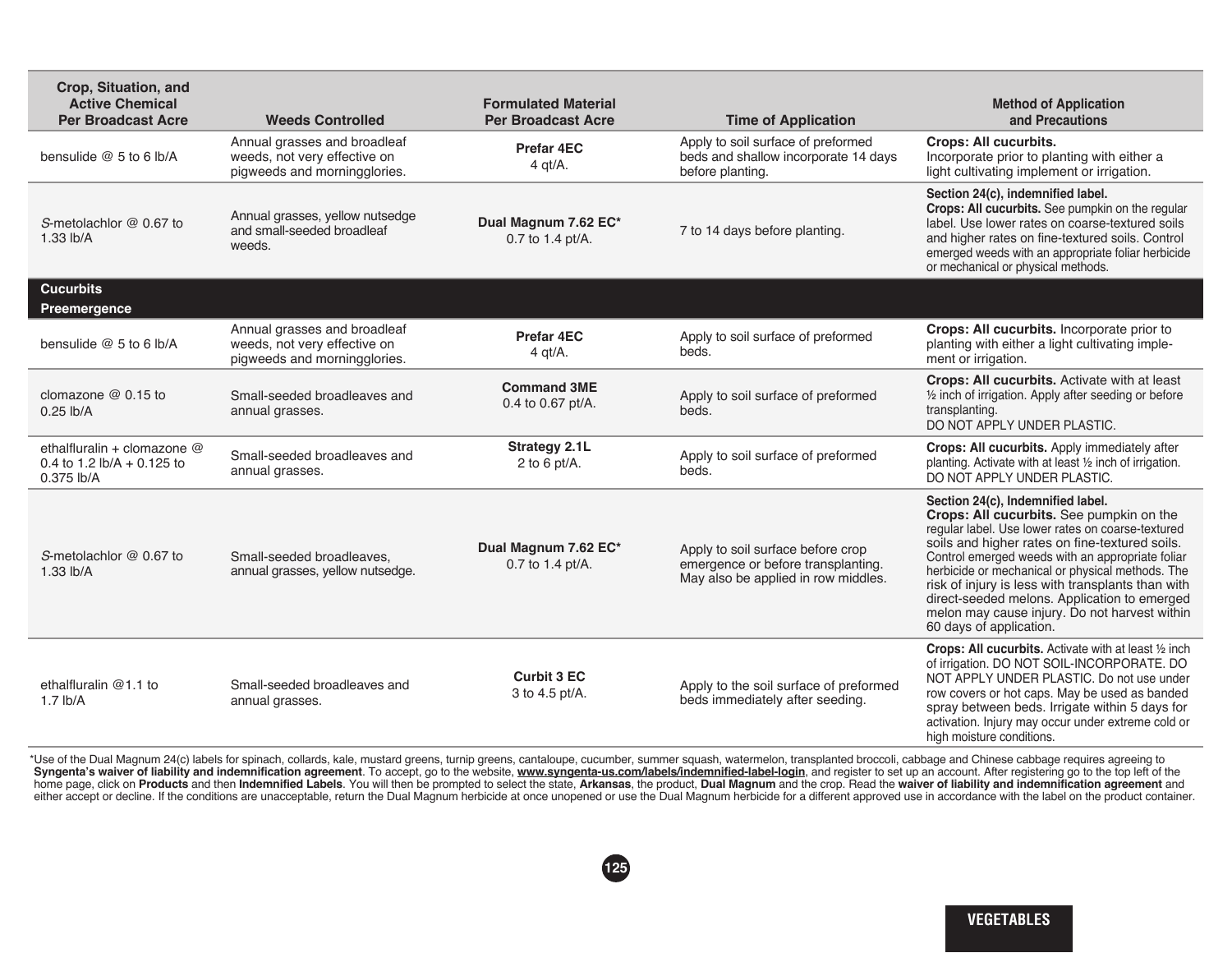| Crop, Situation, and Active Chemical Per Broadcast Acre | Weeds Controlled | Formulated Material Per Broadcast Acre | Time of Application | Method of Application and Precautions |
|---|---|---|---|---|
| bensulide @ 5 to 6 lb/A | Annual grasses and broadleaf weeds, not very effective on pigweeds and morningglories. | **Prefar 4EC** 4 qt/A. | Apply to soil surface of preformed beds and shallow incorporate 14 days before planting. | **Crops: All cucurbits.** Incorporate prior to planting with either a light cultivating implement or irrigation. |
| *S*-metolachlor @ 0.67 to 1.33 lb/A | Annual grasses, yellow nutsedge and small-seeded broadleaf weeds. | **Dual Magnum 7.62 EC*** 0.7 to 1.4 pt/A. | 7 to 14 days before planting. | **Section 24(c), indemnified label. Crops: All cucurbits.** See pumpkin on the regular label. Use lower rates on coarse-textured soils and higher rates on fine-textured soils. Control emerged weeds with an appropriate foliar herbicide or mechanical or physical methods. |
| **Cucurbits Preemergence** | | | | |
| bensulide @ 5 to 6 lb/A | Annual grasses and broadleaf weeds, not very effective on pigweeds and morningglories. | **Prefar 4EC** 4 qt/A. | Apply to soil surface of preformed beds. | **Crops: All cucurbits.** Incorporate prior to planting with either a light cultivating implement or irrigation. |
| clomazone @ 0.15 to 0.25 lb/A | Small-seeded broadleaves and annual grasses. | **Command 3ME** 0.4 to 0.67 pt/A. | Apply to soil surface of preformed beds. | **Crops: All cucurbits.** Activate with at least ½ inch of irrigation. Apply after seeding or before transplanting. DO NOT APPLY UNDER PLASTIC. |
| ethalfluralin + clomazone @ 0.4 to 1.2 lb/A + 0.125 to 0.375 lb/A | Small-seeded broadleaves and annual grasses. | **Strategy 2.1L** 2 to 6 pt/A. | Apply to soil surface of preformed beds. | **Crops: All cucurbits.** Apply immediately after planting. Activate with at least ½ inch of irrigation. DO NOT APPLY UNDER PLASTIC. |
| *S*-metolachlor @ 0.67 to 1.33 lb/A | Small-seeded broadleaves, annual grasses, yellow nutsedge. | **Dual Magnum 7.62 EC*** 0.7 to 1.4 pt/A. | Apply to soil surface before crop emergence or before transplanting. May also be applied in row middles. | **Section 24(c), Indemnified label. Crops: All cucurbits.** See pumpkin on the regular label. Use lower rates on coarse-textured soils and higher rates on fine-textured soils. Control emerged weeds with an appropriate foliar herbicide or mechanical or physical methods. The risk of injury is less with transplants than with direct-seeded melons. Application to emerged melon may cause injury. Do not harvest within 60 days of application. |
| ethalfluralin @1.1 to 1.7 lb/A | Small-seeded broadleaves and annual grasses. | **Curbit 3 EC** 3 to 4.5 pt/A. | Apply to the soil surface of preformed beds immediately after seeding. | **Crops: All cucurbits.** Activate with at least ½ inch of irrigation. DO NOT SOIL-INCORPORATE. DO NOT APPLY UNDER PLASTIC. Do not use under row covers or hot caps. May be used as banded spray between beds. Irrigate within 5 days for activation. Injury may occur under extreme cold or high moisture conditions. |

*Use of the Dual Magnum 24(c) labels for spinach, collards, kale, mustard greens, turnip greens, cantaloupe, cucumber, summer squash, watermelon, transplanted broccoli, cabbage and Chinese cabbage requires agreeing to **Syngenta's waiver of liability and indemnification agreement**. To accept, go to the website, **www.syngenta-us.com/labels/indemnified-label-login**, and register to set up an account. After registering go to the top left of the home page, click on **Products** and then **Indemnified Labels**. You will then be prompted to select the state, **Arkansas**, the product, **Dual Magnum** and the crop. Read the **waiver of liability and indemnification agreement** and either accept or decline. If the conditions are unacceptable, return the Dual Magnum herbicide at once unopened or use the Dual Magnum herbicide for a different approved use in accordance with the label on the product container.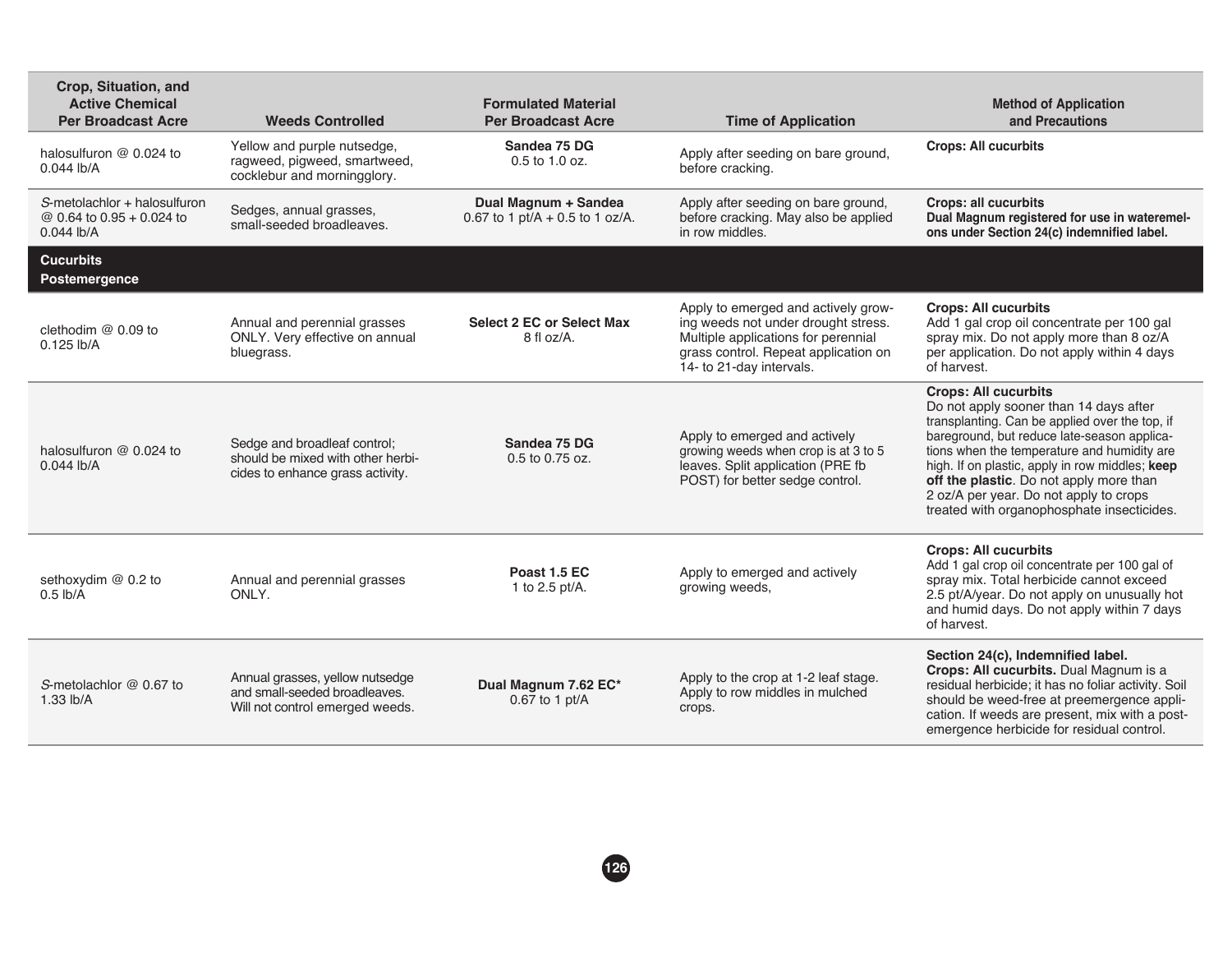| Crop, Situation, and Active Chemical Per Broadcast Acre | Weeds Controlled | Formulated Material Per Broadcast Acre | Time of Application | Method of Application and Precautions |
|---|---|---|---|---|
| halosulfuron @ 0.024 to 0.044 lb/A | Yellow and purple nutsedge, ragweed, pigweed, smartweed, cocklebur and morningglory. | **Sandea 75 DG** 0.5 to 1.0 oz. | Apply after seeding on bare ground, before cracking. | **Crops: All cucurbits** |
| *S*-metolachlor + halosulfuron @ 0.64 to 0.95 + 0.024 to 0.044 lb/A | Sedges, annual grasses, small-seeded broadleaves. | **Dual Magnum + Sandea** 0.67 to 1 pt/A + 0.5 to 1 oz/A. | Apply after seeding on bare ground, before cracking. May also be applied in row middles. | **Crops: all cucurbits** **Dual Magnum registered for use in wateremelons under Section 24(c) indemnified label.** |
| **Cucurbits Postemergence** | | | | |
| clethodim @ 0.09 to 0.125 lb/A | Annual and perennial grasses ONLY. Very effective on annual bluegrass. | **Select 2 EC or Select Max** 8 fl oz/A. | Apply to emerged and actively growing weeds not under drought stress. Multiple applications for perennial grass control. Repeat application on 14- to 21-day intervals. | **Crops: All cucurbits** Add 1 gal crop oil concentrate per 100 gal spray mix. Do not apply more than 8 oz/A per application. Do not apply within 4 days of harvest. |
| halosulfuron @ 0.024 to 0.044 lb/A | Sedge and broadleaf control; should be mixed with other herbicides to enhance grass activity. | **Sandea 75 DG** 0.5 to 0.75 oz. | Apply to emerged and actively growing weeds when crop is at 3 to 5 leaves. Split application (PRE fb POST) for better sedge control. | **Crops: All cucurbits** Do not apply sooner than 14 days after transplanting. Can be applied over the top, if bareground, but reduce late-season applications when the temperature and humidity are high. If on plastic, apply in row middles; **keep off the plastic**. Do not apply more than 2 oz/A per year. Do not apply to crops treated with organophosphate insecticides. |
| sethoxydim @ 0.2 to 0.5 lb/A | Annual and perennial grasses ONLY. | **Poast 1.5 EC** 1 to 2.5 pt/A. | Apply to emerged and actively growing weeds, | **Crops: All cucurbits** Add 1 gal crop oil concentrate per 100 gal of spray mix. Total herbicide cannot exceed 2.5 pt/A/year. Do not apply on unusually hot and humid days. Do not apply within 7 days of harvest. |
| *S*-metolachlor @ 0.67 to 1.33 lb/A | Annual grasses, yellow nutsedge and small-seeded broadleaves. Will not control emerged weeds. | **Dual Magnum 7.62 EC*** 0.67 to 1 pt/A | Apply to the crop at 1-2 leaf stage. Apply to row middles in mulched crops. | **Section 24(c), Indemnified label. Crops: All cucurbits.** Dual Magnum is a residual herbicide; it has no foliar activity. Soil should be weed-free at preemergence application. If weeds are present, mix with a postemergence herbicide for residual control. |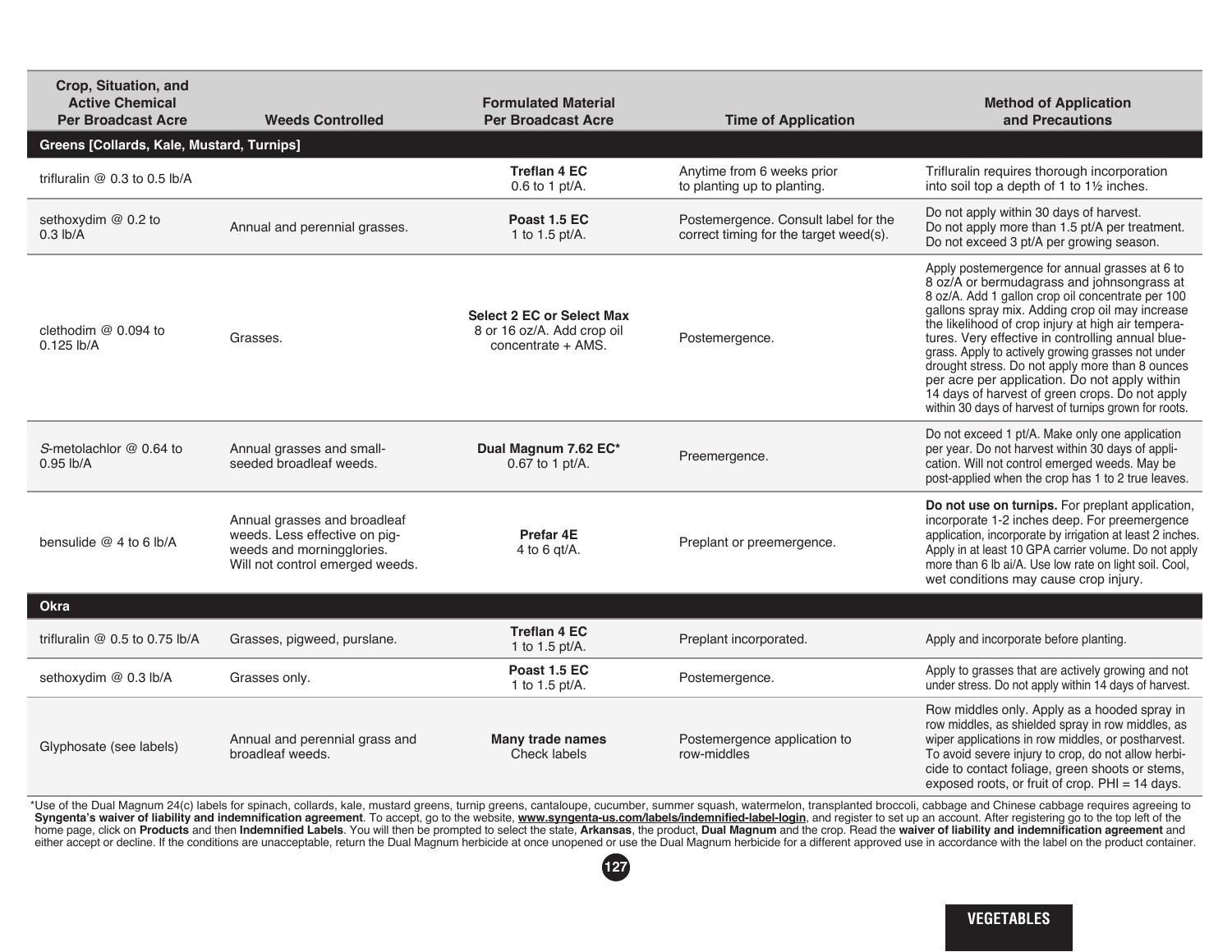| Crop, Situation, and Active Chemical Per Broadcast Acre | Weeds Controlled | Formulated Material Per Broadcast Acre | Time of Application | Method of Application and Precautions |
|---|---|---|---|---|
| **Greens [Collards, Kale, Mustard, Turnips]** | | | | |
| trifluralin @ 0.3 to 0.5 lb/A | | **Treflan 4 EC** 0.6 to 1 pt/A. | Anytime from 6 weeks prior to planting up to planting. | Trifluralin requires thorough incorporation into soil top a depth of 1 to 1½ inches. |
| sethoxydim @ 0.2 to 0.3 lb/A | Annual and perennial grasses. | **Poast 1.5 EC** 1 to 1.5 pt/A. | Postemergence. Consult label for the correct timing for the target weed(s). | Do not apply within 30 days of harvest. Do not apply more than 1.5 pt/A per treatment. Do not exceed 3 pt/A per growing season. |
| clethodim @ 0.094 to 0.125 lb/A | Grasses. | **Select 2 EC or Select Max** 8 or 16 oz/A. Add crop oil concentrate + AMS. | Postemergence. | Apply postemergence for annual grasses at 6 to 8 oz/A or bermudagrass and johnsongrass at 8 oz/A. Add 1 gallon crop oil concentrate per 100 gallons spray mix. Adding crop oil may increase the likelihood of crop injury at high air temperatures. Very effective in controlling annual bluegrass. Apply to actively growing grasses not under drought stress. Do not apply more than 8 ounces per acre per application. Do not apply within 14 days of harvest of green crops. Do not apply within 30 days of harvest of turnips grown for roots. |
| *S*-metolachlor @ 0.64 to 0.95 lb/A | Annual grasses and small-seeded broadleaf weeds. | **Dual Magnum 7.62 EC*** 0.67 to 1 pt/A. | Preemergence. | Do not exceed 1 pt/A. Make only one application per year. Do not harvest within 30 days of application. Will not control emerged weeds. May be post-applied when the crop has 1 to 2 true leaves. |
| bensulide @ 4 to 6 lb/A | Annual grasses and broadleaf weeds. Less effective on pigweeds and morningglories. Will not control emerged weeds. | **Prefar 4E** 4 to 6 qt/A. | Preplant or preemergence. | **Do not use on turnips.** For preplant application, incorporate 1-2 inches deep. For preemergence application, incorporate by irrigation at least 2 inches. Apply in at least 10 GPA carrier volume. Do not apply more than 6 lb ai/A. Use low rate on light soil. Cool, wet conditions may cause crop injury. |
| **Okra** | | | | |
| trifluralin @ 0.5 to 0.75 lb/A | Grasses, pigweed, purslane. | **Treflan 4 EC** 1 to 1.5 pt/A. | Preplant incorporated. | Apply and incorporate before planting. |
| sethoxydim @ 0.3 lb/A | Grasses only. | **Poast 1.5 EC** 1 to 1.5 pt/A. | Postemergence. | Apply to grasses that are actively growing and not under stress. Do not apply within 14 days of harvest. |
| Glyphosate (see labels) | Annual and perennial grass and broadleaf weeds. | **Many trade names** Check labels | Postemergence application to row-middles | Row middles only. Apply as a hooded spray in row middles, as shielded spray in row middles, as wiper applications in row middles, or postharvest. To avoid severe injury to crop, do not allow herbicide to contact foliage, green shoots or stems, exposed roots, or fruit of crop. PHI = 14 days. |

*Use of the Dual Magnum 24(c) labels for spinach, collards, kale, mustard greens, turnip greens, cantaloupe, cucumber, summer squash, watermelon, transplanted broccoli, cabbage and Chinese cabbage requires agreeing to **Syngenta's waiver of liability and indemnification agreement**. To accept, go to the website, **www.syngenta-us.com/labels/indemnified-label-login**, and register to set up an account. After registering go to the top left of the home page, click on **Products** and then **Indemnified Labels**. You will then be prompted to select the state, **Arkansas**, the product, **Dual Magnum** and the crop. Read the **waiver of liability and indemnification agreement** and either accept or decline. If the conditions are unacceptable, return the Dual Magnum herbicide at once unopened or use the Dual Magnum herbicide for a different approved use in accordance with the label on the product container.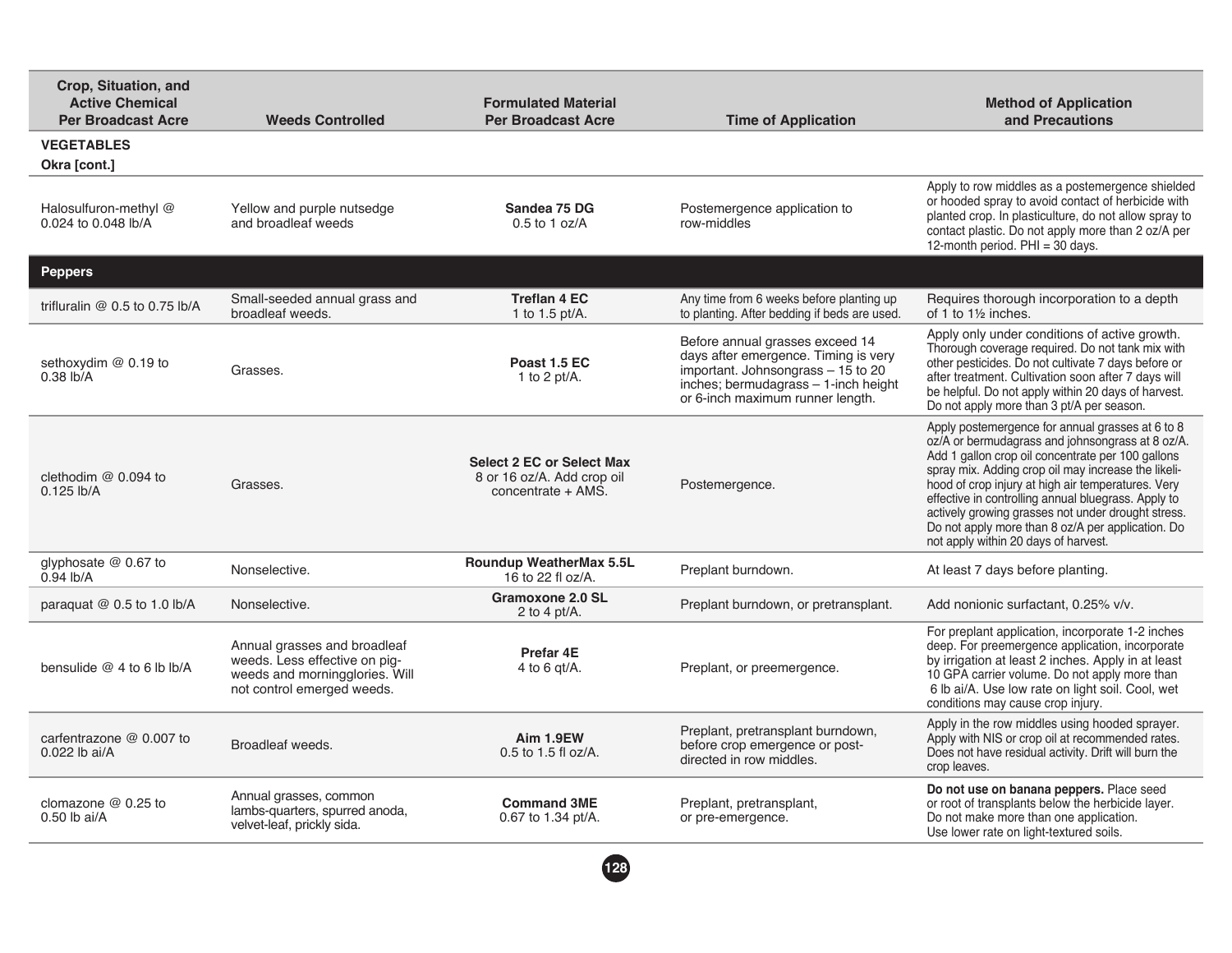| Crop, Situation, and Active Chemical Per Broadcast Acre | Weeds Controlled | Formulated Material Per Broadcast Acre | Time of Application | Method of Application and Precautions |
|---|---|---|---|---|
| **VEGETABLES** | | | | |
| **Okra [cont.]** | | | | |
| Halosulfuron-methyl @ 0.024 to 0.048 lb/A | Yellow and purple nutsedge and broadleaf weeds | **Sandea 75 DG** 0.5 to 1 oz/A | Postemergence application to row-middles | Apply to row middles as a postemergence shielded or hooded spray to avoid contact of herbicide with planted crop. In plasticulture, do not allow spray to contact plastic. Do not apply more than 2 oz/A per 12-month period. PHI = 30 days. |
| **Peppers** | | | | |
| trifluralin @ 0.5 to 0.75 lb/A | Small-seeded annual grass and broadleaf weeds. | **Treflan 4 EC** 1 to 1.5 pt/A. | Any time from 6 weeks before planting up to planting. After bedding if beds are used. | Requires thorough incorporation to a depth of 1 to 1½ inches. |
| sethoxydim @ 0.19 to 0.38 lb/A | Grasses. | **Poast 1.5 EC** 1 to 2 pt/A. | Before annual grasses exceed 14 days after emergence. Timing is very important. Johnsongrass – 15 to 20 inches; bermudagrass – 1-inch height or 6-inch maximum runner length. | Apply only under conditions of active growth. Thorough coverage required. Do not tank mix with other pesticides. Do not cultivate 7 days before or after treatment. Cultivation soon after 7 days will be helpful. Do not apply within 20 days of harvest. Do not apply more than 3 pt/A per season. |
| clethodim @ 0.094 to 0.125 lb/A | Grasses. | **Select 2 EC or Select Max** 8 or 16 oz/A. Add crop oil concentrate + AMS. | Postemergence. | Apply postemergence for annual grasses at 6 to 8 oz/A or bermudagrass and johnsongrass at 8 oz/A. Add 1 gallon crop oil concentrate per 100 gallons spray mix. Adding crop oil may increase the likelihood of crop injury at high air temperatures. Very effective in controlling annual bluegrass. Apply to actively growing grasses not under drought stress. Do not apply more than 8 oz/A per application. Do not apply within 20 days of harvest. |
| glyphosate @ 0.67 to 0.94 lb/A | Nonselective. | **Roundup WeatherMax 5.5L** 16 to 22 fl oz/A. | Preplant burndown. | At least 7 days before planting. |
| paraquat @ 0.5 to 1.0 lb/A | Nonselective. | **Gramoxone 2.0 SL** 2 to 4 pt/A. | Preplant burndown, or pretransplant. | Add nonionic surfactant, 0.25% v/v. |
| bensulide @ 4 to 6 lb lb/A | Annual grasses and broadleaf weeds. Less effective on pigweeds and morningglories. Will not control emerged weeds. | **Prefar 4E** 4 to 6 qt/A. | Preplant, or preemergence. | For preplant application, incorporate 1-2 inches deep. For preemergence application, incorporate by irrigation at least 2 inches. Apply in at least 10 GPA carrier volume. Do not apply more than 6 lb ai/A. Use low rate on light soil. Cool, wet conditions may cause crop injury. |
| carfentrazone @ 0.007 to 0.022 lb ai/A | Broadleaf weeds. | **Aim 1.9EW** 0.5 to 1.5 fl oz/A. | Preplant, pretransplant burndown, before crop emergence or post-directed in row middles. | Apply in the row middles using hooded sprayer. Apply with NIS or crop oil at recommended rates. Does not have residual activity. Drift will burn the crop leaves. |
| clomazone @ 0.25 to 0.50 lb ai/A | Annual grasses, common lambs-quarters, spurred anoda, velvet-leaf, prickly sida. | **Command 3ME** 0.67 to 1.34 pt/A. | Preplant, pretransplant, or pre-emergence. | **Do not use on banana peppers.** Place seed or root of transplants below the herbicide layer. Do not make more than one application. Use lower rate on light-textured soils. |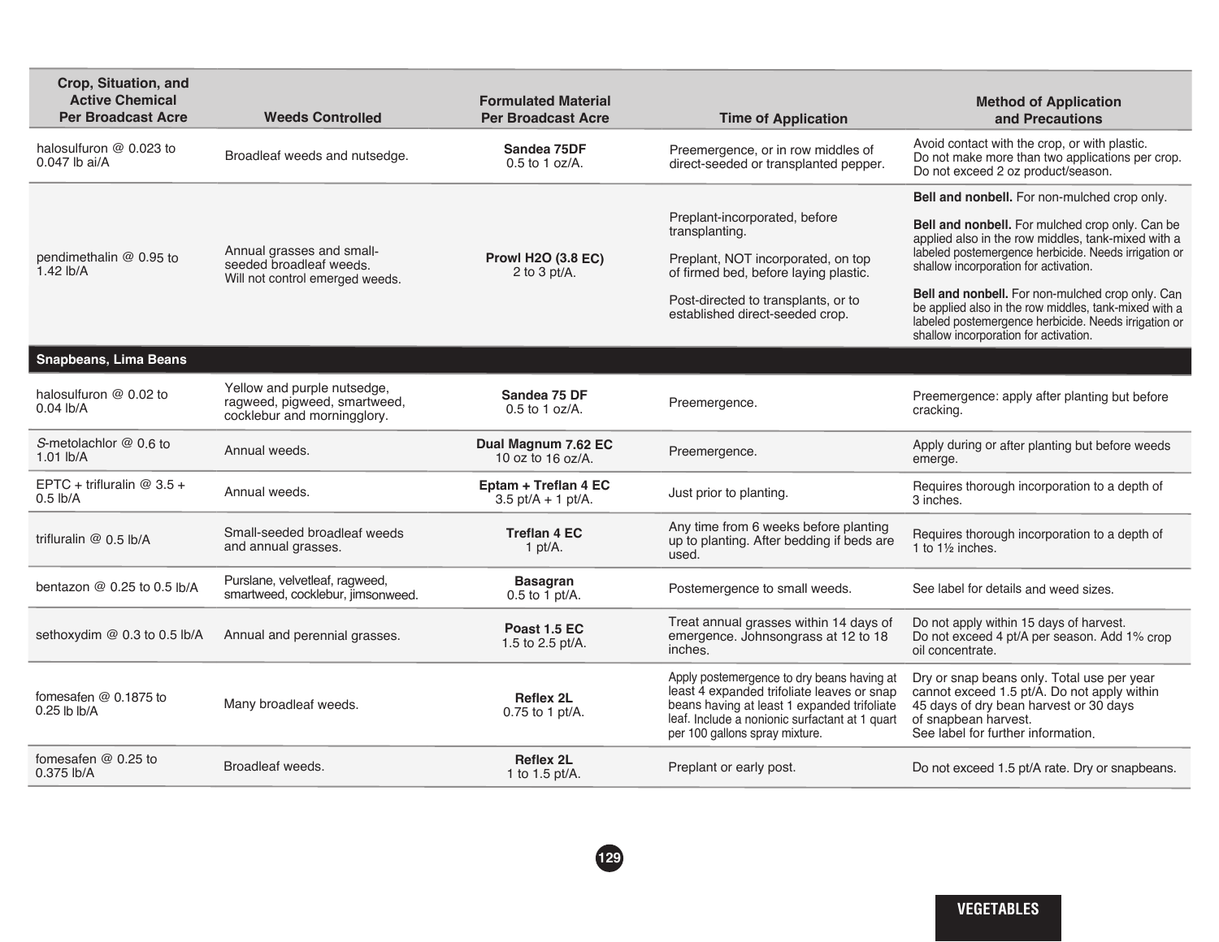| Crop, Situation, and Active Chemical Per Broadcast Acre | Weeds Controlled | Formulated Material Per Broadcast Acre | Time of Application | Method of Application and Precautions |
|---|---|---|---|---|
| halosulfuron @ 0.023 to 0.047 lb ai/A | Broadleaf weeds and nutsedge. | **Sandea 75DF** 0.5 to 1 oz/A. | Preemergence, or in row middles of direct-seeded or transplanted pepper. | Avoid contact with the crop, or with plastic. Do not make more than two applications per crop. Do not exceed 2 oz product/season. |
| pendimethalin @ 0.95 to 1.42 lb/A | Annual grasses and small-seeded broadleaf weeds. Will not control emerged weeds. | **Prowl H2O (3.8 EC)** 2 to 3 pt/A. | Preplant-incorporated, before transplanting. | **Bell and nonbell.** For non-mulched crop only. |
| | | | Preplant, NOT incorporated, on top of firmed bed, before laying plastic. | **Bell and nonbell.** For mulched crop only. Can be applied also in the row middles, tank-mixed with a labeled postemergence herbicide. Needs irrigation or shallow incorporation for activation. |
| | | | Post-directed to transplants, or to established direct-seeded crop. | **Bell and nonbell.** For non-mulched crop only. Can be applied also in the row middles, tank-mixed with a labeled postemergence herbicide. Needs irrigation or shallow incorporation for activation. |
| **Snapbeans, Lima Beans** | | | | |
| halosulfuron @ 0.02 to 0.04 lb/A | Yellow and purple nutsedge, ragweed, pigweed, smartweed, cocklebur and morningglory. | **Sandea 75 DF** 0.5 to 1 oz/A. | Preemergence. | Preemergence: apply after planting but before cracking. |
| *S*-metolachlor @ 0.6 to 1.01 lb/A | Annual weeds. | **Dual Magnum 7.62 EC** 10 oz to 16 oz/A. | Preemergence. | Apply during or after planting but before weeds emerge. |
| EPTC + trifluralin @ 3.5 + 0.5 lb/A | Annual weeds. | **Eptam + Treflan 4 EC** 3.5 pt/A + 1 pt/A. | Just prior to planting. | Requires thorough incorporation to a depth of 3 inches. |
| trifluralin @ 0.5 lb/A | Small-seeded broadleaf weeds and annual grasses. | **Treflan 4 EC** 1 pt/A. | Any time from 6 weeks before planting up to planting. After bedding if beds are used. | Requires thorough incorporation to a depth of 1 to 1½ inches. |
| bentazon @ 0.25 to 0.5 lb/A | Purslane, velvetleaf, ragweed, smartweed, cocklebur, jimsonweed. | **Basagran** 0.5 to 1 pt/A. | Postemergence to small weeds. | See label for details and weed sizes. |
| sethoxydim @ 0.3 to 0.5 lb/A | Annual and perennial grasses. | **Poast 1.5 EC** 1.5 to 2.5 pt/A. | Treat annual grasses within 14 days of emergence. Johnsongrass at 12 to 18 inches. | Do not apply within 15 days of harvest. Do not exceed 4 pt/A per season. Add 1% crop oil concentrate. |
| fomesafen @ 0.1875 to 0.25 lb lb/A | Many broadleaf weeds. | **Reflex 2L** 0.75 to 1 pt/A. | Apply postemergence to dry beans having at least 4 expanded trifoliate leaves or snap beans having at least 1 expanded trifoliate leaf. Include a nonionic surfactant at 1 quart per 100 gallons spray mixture. | Dry or snap beans only. Total use per year cannot exceed 1.5 pt/A. Do not apply within 45 days of dry bean harvest or 30 days of snapbean harvest. See label for further information. |
| fomesafen @ 0.25 to 0.375 lb/A | Broadleaf weeds. | **Reflex 2L** 1 to 1.5 pt/A. | Preplant or early post. | Do not exceed 1.5 pt/A rate. Dry or snapbeans. |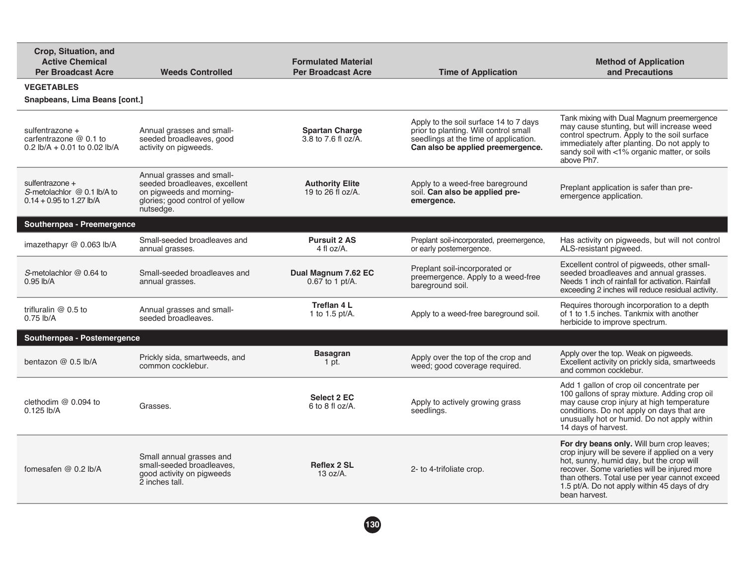| Crop, Situation, and Active Chemical Per Broadcast Acre | Weeds Controlled | Formulated Material Per Broadcast Acre | Time of Application | Method of Application and Precautions |
|---|---|---|---|---|
| **VEGETABLES** | | | | |
| **Snapbeans, Lima Beans [cont.]** | | | | |
| sulfentrazone + carfentrazone @ 0.1 to 0.2 lb/A + 0.01 to 0.02 lb/A | Annual grasses and small-seeded broadleaves, good activity on pigweeds. | **Spartan Charge** 3.8 to 7.6 fl oz/A. | Apply to the soil surface 14 to 7 days prior to planting. Will control small seedlings at the time of application. **Can also be applied preemergence.** | Tank mixing with Dual Magnum preemergence may cause stunting, but will increase weed control spectrum. Apply to the soil surface immediately after planting. Do not apply to sandy soil with <1% organic matter, or soils above Ph7. |
| sulfentrazone + *S*-metolachlor @ 0.1 lb/A to 0.14 + 0.95 to 1.27 lb/A | Annual grasses and small-seeded broadleaves, excellent on pigweeds and morning-glories; good control of yellow nutsedge. | **Authority Elite** 19 to 26 fl oz/A. | Apply to a weed-free bareground soil. **Can also be applied pre-emergence.** | Preplant application is safer than pre-emergence application. |
| **Southernpea - Preemergence** | | | | |
| imazethapyr @ 0.063 lb/A | Small-seeded broadleaves and annual grasses. | **Pursuit 2 AS** 4 fl oz/A. | Preplant soil-incorporated, preemergence, or early postemergence. | Has activity on pigweeds, but will not control ALS-resistant pigweed. |
| *S*-metolachlor @ 0.64 to 0.95 lb/A | Small-seeded broadleaves and annual grasses. | **Dual Magnum 7.62 EC** 0.67 to 1 pt/A. | Preplant soil-incorporated or preemergence. Apply to a weed-free bareground soil. | Excellent control of pigweeds, other small-seeded broadleaves and annual grasses. Needs 1 inch of rainfall for activation. Rainfall exceeding 2 inches will reduce residual activity. |
| trifluralin @ 0.5 to 0.75 lb/A | Annual grasses and small-seeded broadleaves. | **Treflan 4 L** 1 to 1.5 pt/A. | Apply to a weed-free bareground soil. | Requires thorough incorporation to a depth of 1 to 1.5 inches. Tankmix with another herbicide to improve spectrum. |
| **Southernpea - Postemergence** | | | | |
| bentazon @ 0.5 lb/A | Prickly sida, smartweeds, and common cocklebur. | **Basagran** 1 pt. | Apply over the top of the crop and weed; good coverage required. | Apply over the top. Weak on pigweeds. Excellent activity on prickly sida, smartweeds and common cocklebur. |
| clethodim @ 0.094 to 0.125 lb/A | Grasses. | **Select 2 EC** 6 to 8 fl oz/A. | Apply to actively growing grass seedlings. | Add 1 gallon of crop oil concentrate per 100 gallons of spray mixture. Adding crop oil may cause crop injury at high temperature conditions. Do not apply on days that are unusually hot or humid. Do not apply within 14 days of harvest. |
| fomesafen @ 0.2 lb/A | Small annual grasses and small-seeded broadleaves, good activity on pigweeds 2 inches tall. | **Reflex 2 SL** 13 oz/A. | 2- to 4-trifoliate crop. | **For dry beans only.** Will burn crop leaves; crop injury will be severe if applied on a very hot, sunny, humid day, but the crop will recover. Some varieties will be injured more than others. Total use per year cannot exceed 1.5 pt/A. Do not apply within 45 days of dry bean harvest. |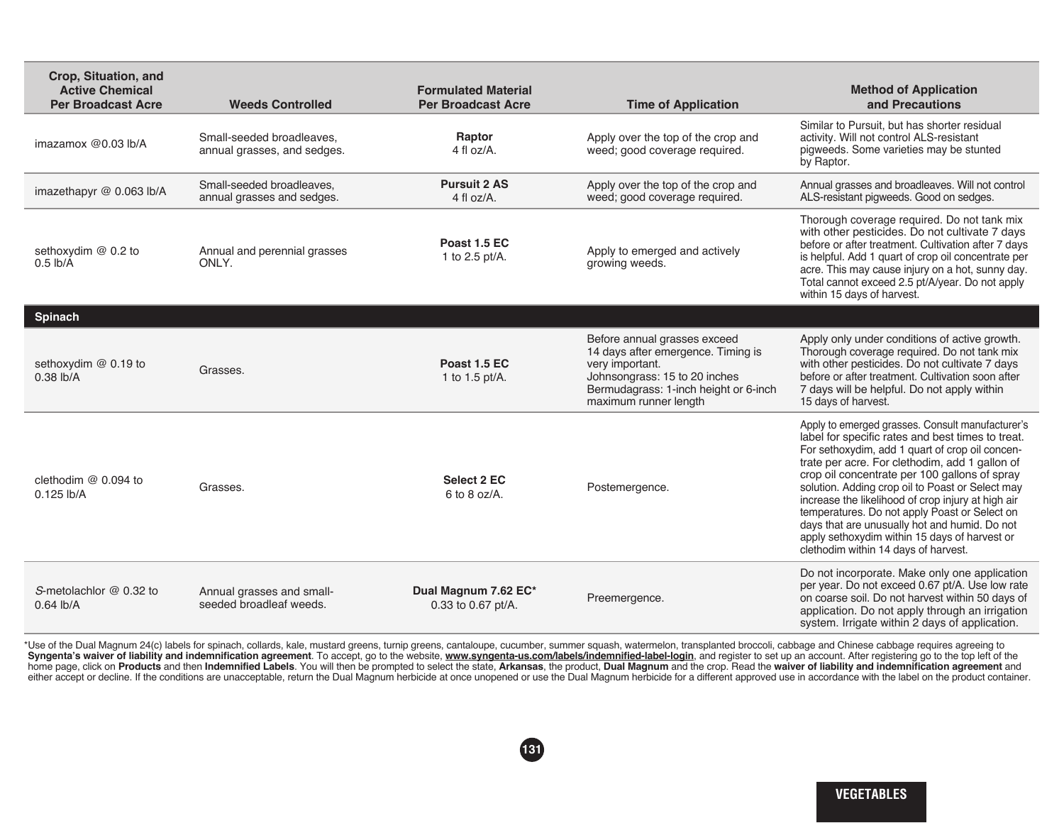| Crop, Situation, and Active Chemical Per Broadcast Acre | Weeds Controlled | Formulated Material Per Broadcast Acre | Time of Application | Method of Application and Precautions |
|---|---|---|---|---|
| imazamox @0.03 lb/A | Small-seeded broadleaves, annual grasses, and sedges. | **Raptor** 4 fl oz/A. | Apply over the top of the crop and weed; good coverage required. | Similar to Pursuit, but has shorter residual activity. Will not control ALS-resistant pigweeds. Some varieties may be stunted by Raptor. |
| imazethapyr @ 0.063 lb/A | Small-seeded broadleaves, annual grasses and sedges. | **Pursuit 2 AS** 4 fl oz/A. | Apply over the top of the crop and weed; good coverage required. | Annual grasses and broadleaves. Will not control ALS-resistant pigweeds. Good on sedges. |
| sethoxydim @ 0.2 to 0.5 lb/A | Annual and perennial grasses ONLY. | **Poast 1.5 EC** 1 to 2.5 pt/A. | Apply to emerged and actively growing weeds. | Thorough coverage required. Do not tank mix with other pesticides. Do not cultivate 7 days before or after treatment. Cultivation after 7 days is helpful. Add 1 quart of crop oil concentrate per acre. This may cause injury on a hot, sunny day. Total cannot exceed 2.5 pt/A/year. Do not apply within 15 days of harvest. |
| **Spinach** | | | | |
| sethoxydim @ 0.19 to 0.38 lb/A | Grasses. | **Poast 1.5 EC** 1 to 1.5 pt/A. | Before annual grasses exceed 14 days after emergence. Timing is very important. Johnsongrass: 15 to 20 inches Bermudagrass: 1-inch height or 6-inch maximum runner length | Apply only under conditions of active growth. Thorough coverage required. Do not tank mix with other pesticides. Do not cultivate 7 days before or after treatment. Cultivation soon after 7 days will be helpful. Do not apply within 15 days of harvest. |
| clethodim @ 0.094 to 0.125 lb/A | Grasses. | **Select 2 EC** 6 to 8 oz/A. | Postemergence. | Apply to emerged grasses. Consult manufacturer's label for specific rates and best times to treat. For sethoxydim, add 1 quart of crop oil concentrate per acre. For clethodim, add 1 gallon of crop oil concentrate per 100 gallons of spray solution. Adding crop oil to Poast or Select may increase the likelihood of crop injury at high air temperatures. Do not apply Poast or Select on days that are unusually hot and humid. Do not apply sethoxydim within 15 days of harvest or clethodim within 14 days of harvest. |
| *S*-metolachlor @ 0.32 to 0.64 lb/A | Annual grasses and small-seeded broadleaf weeds. | **Dual Magnum 7.62 EC*** 0.33 to 0.67 pt/A. | Preemergence. | Do not incorporate. Make only one application per year. Do not exceed 0.67 pt/A. Use low rate on coarse soil. Do not harvest within 50 days of application. Do not apply through an irrigation system. Irrigate within 2 days of application. |

*Use of the Dual Magnum 24(c) labels for spinach, collards, kale, mustard greens, turnip greens, cantaloupe, cucumber, summer squash, watermelon, transplanted broccoli, cabbage and Chinese cabbage requires agreeing to **Syngenta's waiver of liability and indemnification agreement**. To accept, go to the website, **www.syngenta-us.com/labels/indemnified-label-login**, and register to set up an account. After registering go to the top left of the home page, click on **Products** and then **Indemnified Labels**. You will then be prompted to select the state, **Arkansas**, the product, **Dual Magnum** and the crop. Read the **waiver of liability and indemnification agreement** and either accept or decline. If the conditions are unacceptable, return the Dual Magnum herbicide at once unopened or use the Dual Magnum herbicide for a different approved use in accordance with the label on the product container.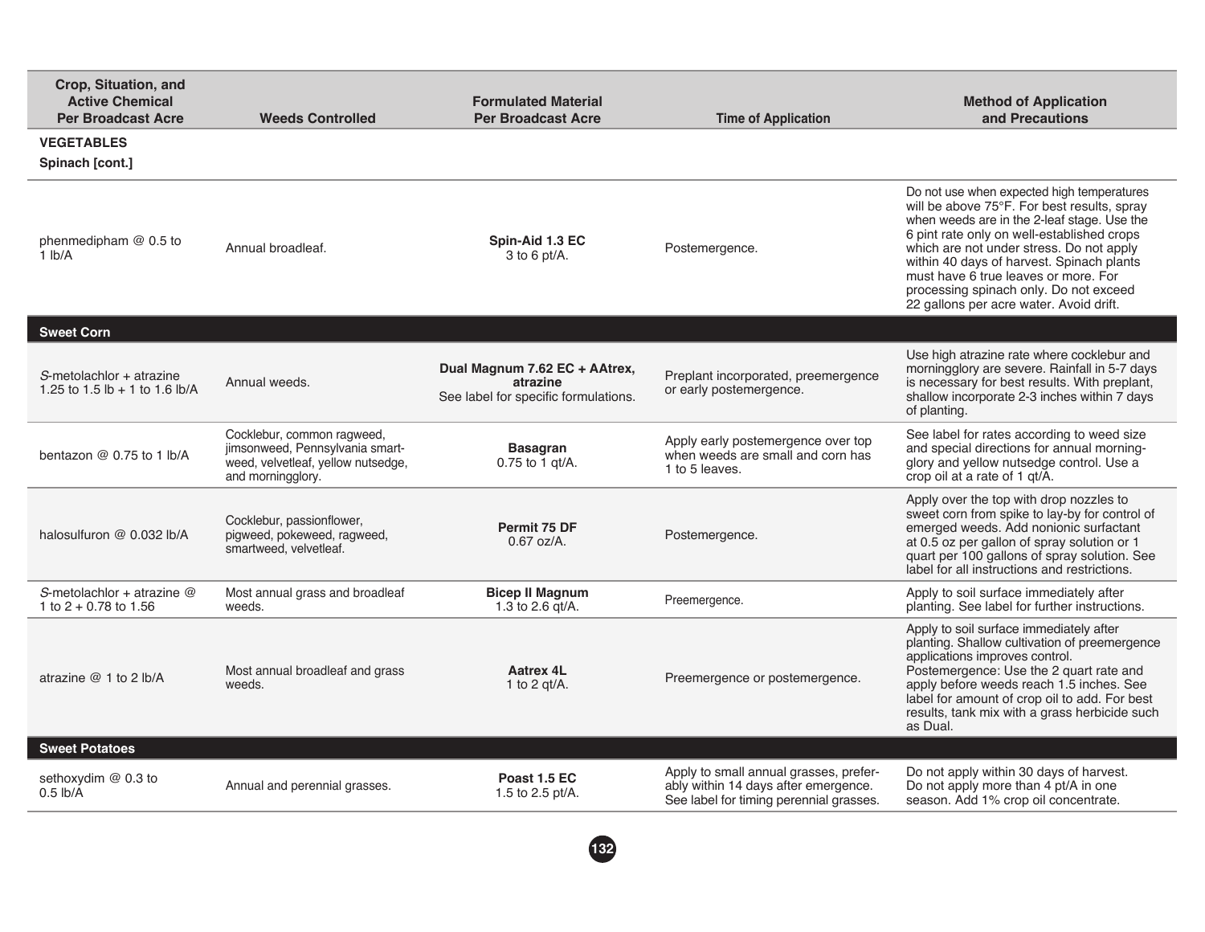| Crop, Situation, and Active Chemical Per Broadcast Acre | Weeds Controlled | Formulated Material Per Broadcast Acre | Time of Application | Method of Application and Precautions |
|---|---|---|---|---|
| **VEGETABLES** | | | | |
| **Spinach [cont.]** | | | | |
| phenmedipham @ 0.5 to 1 lb/A | Annual broadleaf. | **Spin-Aid 1.3 EC** 3 to 6 pt/A. | Postemergence. | Do not use when expected high temperatures will be above 75°F. For best results, spray when weeds are in the 2-leaf stage. Use the 6 pint rate only on well-established crops which are not under stress. Do not apply within 40 days of harvest. Spinach plants must have 6 true leaves or more. For processing spinach only. Do not exceed 22 gallons per acre water. Avoid drift. |
| **Sweet Corn** | | | | |
| *S*-metolachlor + atrazine 1.25 to 1.5 lb + 1 to 1.6 lb/A | Annual weeds. | **Dual Magnum 7.62 EC + AAtrex, atrazine** See label for specific formulations. | Preplant incorporated, preemergence or early postemergence. | Use high atrazine rate where cocklebur and morningglory are severe. Rainfall in 5-7 days is necessary for best results. With preplant, shallow incorporate 2-3 inches within 7 days of planting. |
| bentazon @ 0.75 to 1 lb/A | Cocklebur, common ragweed, jimsonweed, Pennsylvania smartweed, velvetleaf, yellow nutsedge, and morningglory. | **Basagran** 0.75 to 1 qt/A. | Apply early postemergence over top when weeds are small and corn has 1 to 5 leaves. | See label for rates according to weed size and special directions for annual morningglory and yellow nutsedge control. Use a crop oil at a rate of 1 qt/A. |
| halosulfuron @ 0.032 lb/A | Cocklebur, passionflower, pigweed, pokeweed, ragweed, smartweed, velvetleaf. | **Permit 75 DF** 0.67 oz/A. | Postemergence. | Apply over the top with drop nozzles to sweet corn from spike to lay-by for control of emerged weeds. Add nonionic surfactant at 0.5 oz per gallon of spray solution or 1 quart per 100 gallons of spray solution. See label for all instructions and restrictions. |
| *S*-metolachlor + atrazine @ 1 to 2 + 0.78 to 1.56 | Most annual grass and broadleaf weeds. | **Bicep II Magnum** 1.3 to 2.6 qt/A. | Preemergence. | Apply to soil surface immediately after planting. See label for further instructions. |
| atrazine @ 1 to 2 lb/A | Most annual broadleaf and grass weeds. | **Aatrex 4L** 1 to 2 qt/A. | Preemergence or postemergence. | Apply to soil surface immediately after planting. Shallow cultivation of preemergence applications improves control. Postemergence: Use the 2 quart rate and apply before weeds reach 1.5 inches. See label for amount of crop oil to add. For best results, tank mix with a grass herbicide such as Dual. |
| **Sweet Potatoes** | | | | |
| sethoxydim @ 0.3 to 0.5 lb/A | Annual and perennial grasses. | **Poast 1.5 EC** 1.5 to 2.5 pt/A. | Apply to small annual grasses, preferably within 14 days after emergence. See label for timing perennial grasses. | Do not apply within 30 days of harvest. Do not apply more than 4 pt/A in one season. Add 1% crop oil concentrate. |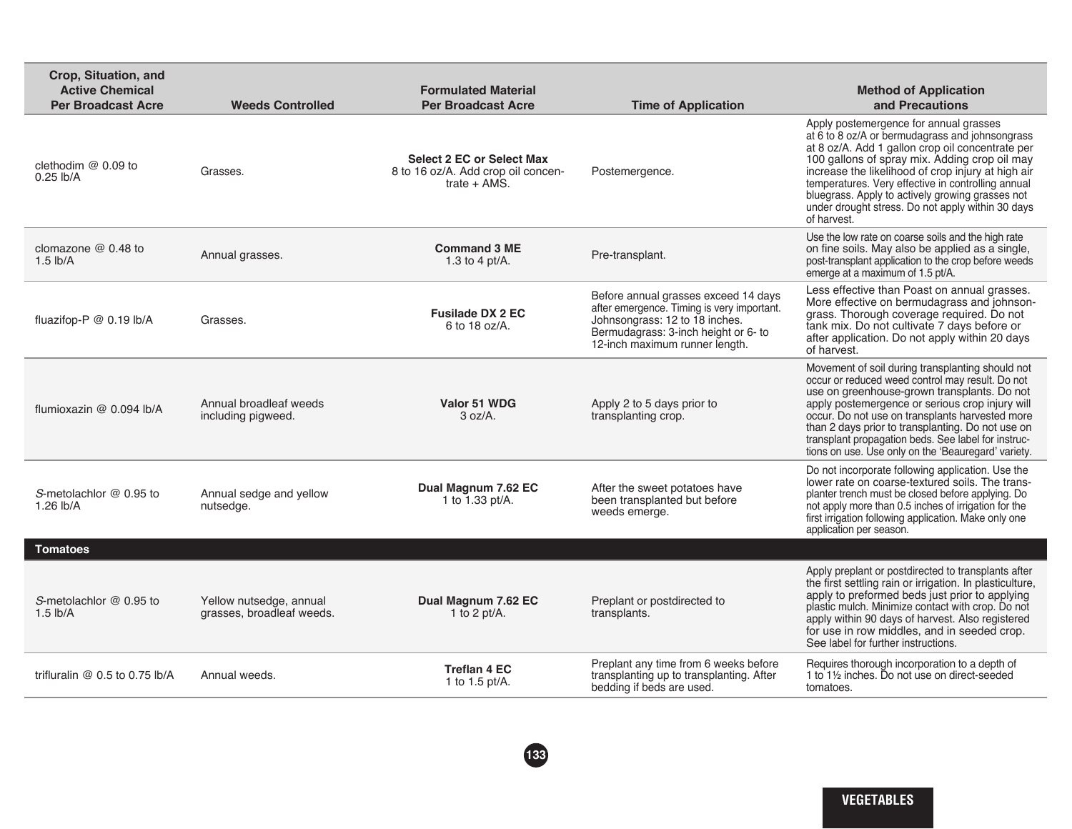| Crop, Situation, and Active Chemical Per Broadcast Acre | Weeds Controlled | Formulated Material Per Broadcast Acre | Time of Application | Method of Application and Precautions |
|---|---|---|---|---|
| clethodim @ 0.09 to 0.25 lb/A | Grasses. | **Select 2 EC or Select Max** 8 to 16 oz/A. Add crop oil concentrate + AMS. | Postemergence. | Apply postemergence for annual grasses at 6 to 8 oz/A or bermudagrass and johnsongrass at 8 oz/A. Add 1 gallon crop oil concentrate per 100 gallons of spray mix. Adding crop oil may increase the likelihood of crop injury at high air temperatures. Very effective in controlling annual bluegrass. Apply to actively growing grasses not under drought stress. Do not apply within 30 days of harvest. |
| clomazone @ 0.48 to 1.5 lb/A | Annual grasses. | **Command 3 ME** 1.3 to 4 pt/A. | Pre-transplant. | Use the low rate on coarse soils and the high rate on fine soils. May also be applied as a single, post-transplant application to the crop before weeds emerge at a maximum of 1.5 pt/A. |
| fluazifop-P @ 0.19 lb/A | Grasses. | **Fusilade DX 2 EC** 6 to 18 oz/A. | Before annual grasses exceed 14 days after emergence. Timing is very important. Johnsongrass: 12 to 18 inches. Bermudagrass: 3-inch height or 6- to 12-inch maximum runner length. | Less effective than Poast on annual grasses. More effective on bermudagrass and johnsongrass. Thorough coverage required. Do not tank mix. Do not cultivate 7 days before or after application. Do not apply within 20 days of harvest. |
| flumioxazin @ 0.094 lb/A | Annual broadleaf weeds including pigweed. | **Valor 51 WDG** 3 oz/A. | Apply 2 to 5 days prior to transplanting crop. | Movement of soil during transplanting should not occur or reduced weed control may result. Do not use on greenhouse-grown transplants. Do not apply postemergence or serious crop injury will occur. Do not use on transplants harvested more than 2 days prior to transplanting. Do not use on transplant propagation beds. See label for instructions on use. Use only on the 'Beauregard' variety. |
| *S*-metolachlor @ 0.95 to 1.26 lb/A | Annual sedge and yellow nutsedge. | **Dual Magnum 7.62 EC** 1 to 1.33 pt/A. | After the sweet potatoes have been transplanted but before weeds emerge. | Do not incorporate following application. Use the lower rate on coarse-textured soils. The transplanter trench must be closed before applying. Do not apply more than 0.5 inches of irrigation for the first irrigation following application. Make only one application per season. |
| **Tomatoes** | | | | |
| *S*-metolachlor @ 0.95 to 1.5 lb/A | Yellow nutsedge, annual grasses, broadleaf weeds. | **Dual Magnum 7.62 EC** 1 to 2 pt/A. | Preplant or postdirected to transplants. | Apply preplant or postdirected to transplants after the first settling rain or irrigation. In plasticulture, apply to preformed beds just prior to applying plastic mulch. Minimize contact with crop. Do not apply within 90 days of harvest. Also registered for use in row middles, and in seeded crop. See label for further instructions. |
| trifluralin @ 0.5 to 0.75 lb/A | Annual weeds. | **Treflan 4 EC** 1 to 1.5 pt/A. | Preplant any time from 6 weeks before transplanting up to transplanting. After bedding if beds are used. | Requires thorough incorporation to a depth of 1 to 1½ inches. Do not use on direct-seeded tomatoes. |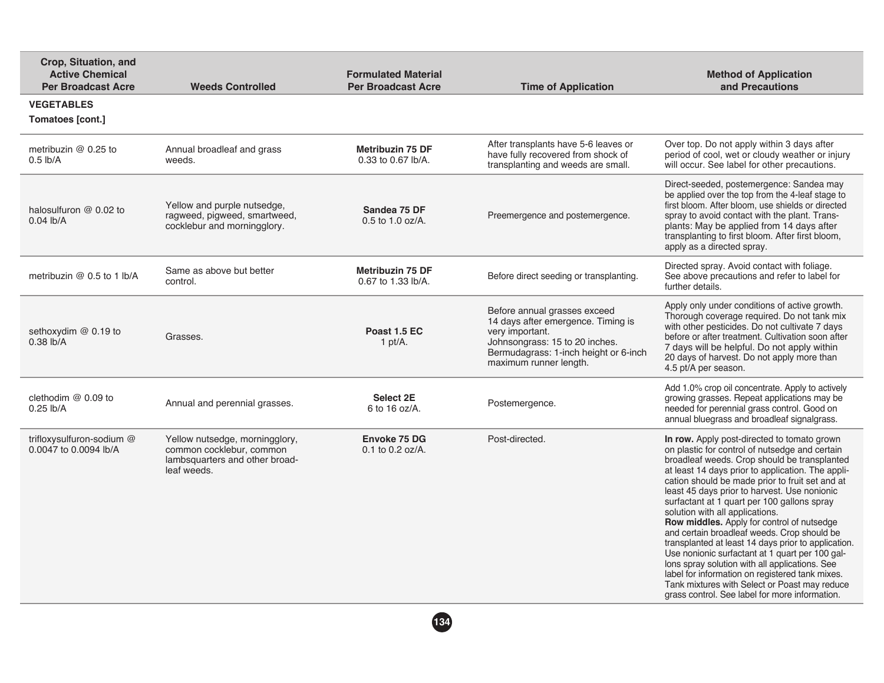| Crop, Situation, and Active Chemical Per Broadcast Acre | Weeds Controlled | Formulated Material Per Broadcast Acre | Time of Application | Method of Application and Precautions |
|---|---|---|---|---|
| **VEGETABLES** | | | | |
| **Tomatoes [cont.]** | | | | |
| metribuzin @ 0.25 to 0.5 lb/A | Annual broadleaf and grass weeds. | **Metribuzin 75 DF** 0.33 to 0.67 lb/A. | After transplants have 5-6 leaves or have fully recovered from shock of transplanting and weeds are small. | Over top. Do not apply within 3 days after period of cool, wet or cloudy weather or injury will occur. See label for other precautions. |
| halosulfuron @ 0.02 to 0.04 lb/A | Yellow and purple nutsedge, ragweed, pigweed, smartweed, cocklebur and morningglory. | **Sandea 75 DF** 0.5 to 1.0 oz/A. | Preemergence and postemergence. | Direct-seeded, postemergence: Sandea may be applied over the top from the 4-leaf stage to first bloom. After bloom, use shields or directed spray to avoid contact with the plant. Transplants: May be applied from 14 days after transplanting to first bloom. After first bloom, apply as a directed spray. |
| metribuzin @ 0.5 to 1 lb/A | Same as above but better control. | **Metribuzin 75 DF** 0.67 to 1.33 lb/A. | Before direct seeding or transplanting. | Directed spray. Avoid contact with foliage. See above precautions and refer to label for further details. |
| sethoxydim @ 0.19 to 0.38 lb/A | Grasses. | **Poast 1.5 EC** 1 pt/A. | Before annual grasses exceed 14 days after emergence. Timing is very important. Johnsongrass: 15 to 20 inches. Bermudagrass: 1-inch height or 6-inch maximum runner length. | Apply only under conditions of active growth. Thorough coverage required. Do not tank mix with other pesticides. Do not cultivate 7 days before or after treatment. Cultivation soon after 7 days will be helpful. Do not apply within 20 days of harvest. Do not apply more than 4.5 pt/A per season. |
| clethodim @ 0.09 to 0.25 lb/A | Annual and perennial grasses. | **Select 2E** 6 to 16 oz/A. | Postemergence. | Add 1.0% crop oil concentrate. Apply to actively growing grasses. Repeat applications may be needed for perennial grass control. Good on annual bluegrass and broadleaf signalgrass. |
| trifloxysulfuron-sodium @ 0.0047 to 0.0094 lb/A | Yellow nutsedge, morningglory, common cocklebur, common lambsquarters and other broadleaf weeds. | **Envoke 75 DG** 0.1 to 0.2 oz/A. | Post-directed. | **In row.** Apply post-directed to tomato grown on plastic for control of nutsedge and certain broadleaf weeds. Crop should be transplanted at least 14 days prior to application. The application should be made prior to fruit set and at least 45 days prior to harvest. Use nonionic surfactant at 1 quart per 100 gallons spray solution with all applications. **Row middles.** Apply for control of nutsedge and certain broadleaf weeds. Crop should be transplanted at least 14 days prior to application. Use nonionic surfactant at 1 quart per 100 gallons spray solution with all applications. See label for information on registered tank mixes. Tank mixtures with Select or Poast may reduce grass control. See label for more information. |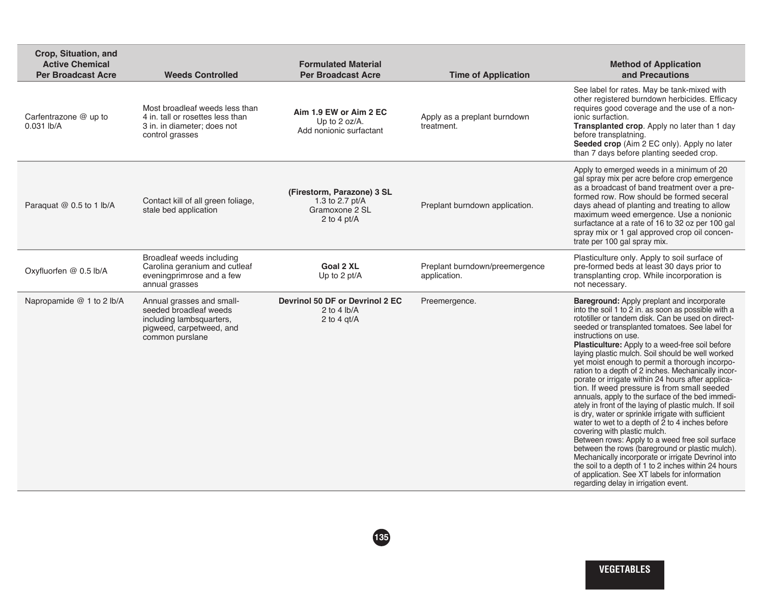| Crop, Situation, and Active Chemical Per Broadcast Acre | Weeds Controlled | Formulated Material Per Broadcast Acre | Time of Application | Method of Application and Precautions |
| --- | --- | --- | --- | --- |
| Carfentrazone @ up to 0.031 lb/A | Most broadleaf weeds less than 4 in. tall or rosettes less than 3 in. in diameter; does not control grasses | **Aim 1.9 EW or Aim 2 EC** Up to 2 oz/A. Add nonionic surfactant | Apply as a preplant burndown treatment. | See label for rates. May be tank-mixed with other registered burndown herbicides. Efficacy requires good coverage and the use of a non-ionic surfaction. **Transplanted crop**. Apply no later than 1 day before transplatning. **Seeded crop** (Aim 2 EC only). Apply no later than 7 days before planting seeded crop. |
| Paraquat @ 0.5 to 1 lb/A | Contact kill of all green foliage, stale bed application | **(Firestorm, Parazone) 3 SL** 1.3 to 2.7 pt/A Gramoxone 2 SL 2 to 4 pt/A | Preplant burndown application. | Apply to emerged weeds in a minimum of 20 gal spray mix per acre before crop emergence as a broadcast of band treatment over a pre-formed row. Row should be formed seceral days ahead of planting and treating to allow maximum weed emergence. Use a nonionic surfactance at a rate of 16 to 32 oz per 100 gal spray mix or 1 gal approved crop oil concentrate per 100 gal spray mix. |
| Oxyfluorfen @ 0.5 lb/A | Broadleaf weeds including Carolina geranium and cutleaf eveningprimrose and a few annual grasses | **Goal 2 XL** Up to 2 pt/A | Preplant burndown/preemergence application. | Plasticulture only. Apply to soil surface of pre-formed beds at least 30 days prior to transplanting crop. While incorporation is not necessary. |
| Napropamide @ 1 to 2 lb/A | Annual grasses and small-seeded broadleaf weeds including lambsquarters, pigweed, carpetweed, and common purslane | **Devrinol 50 DF or Devrinol 2 EC** 2 to 4 lb/A 2 to 4 qt/A | Preemergence. | **Bareground:** Apply preplant and incorporate into the soil 1 to 2 in. as soon as possible with a rototiller or tandem disk. Can be used on direct-seeded or transplanted tomatoes. See label for instructions on use. **Plasticulture:** Apply to a weed-free soil before laying plastic mulch. Soil should be well worked yet moist enough to permit a thorough incorporation to a depth of 2 inches. Mechanically incorporate or irrigate within 24 hours after application. If weed pressure is from small seeded annuals, apply to the surface of the bed immediately in front of the laying of plastic mulch. If soil is dry, water or sprinkle irrigate with sufficient water to wet to a depth of 2 to 4 inches before covering with plastic mulch. Between rows: Apply to a weed free soil surface between the rows (bareground or plastic mulch). Mechanically incorporate or irrigate Devrinol into the soil to a depth of 1 to 2 inches within 24 hours of application. See XT labels for information regarding delay in irrigation event. |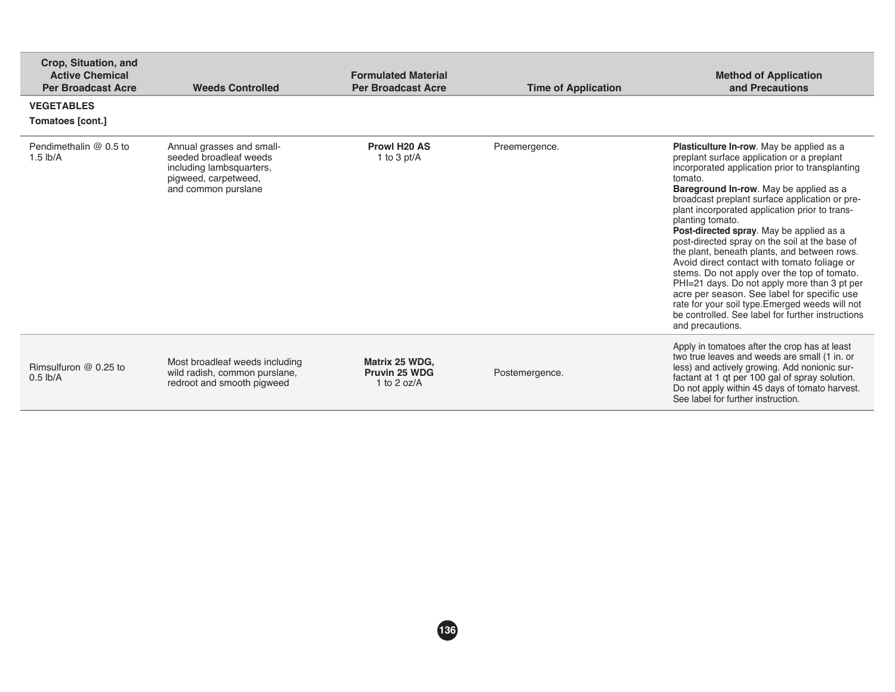| Crop, Situation, and Active Chemical Per Broadcast Acre | Weeds Controlled | Formulated Material Per Broadcast Acre | Time of Application | Method of Application and Precautions |
|---|---|---|---|---|
| **VEGETABLES** | | | | |
| **Tomatoes [cont.]** | | | | |
| Pendimethalin @ 0.5 to 1.5 lb/A | Annual grasses and small-seeded broadleaf weeds including lambsquarters, pigweed, carpetweed, and common purslane | **Prowl H20 AS** 1 to 3 pt/A | Preemergence. | **Plasticulture In-row**. May be applied as a preplant surface application or a preplant incorporated application prior to transplanting tomato. **Bareground In-row**. May be applied as a broadcast preplant surface application or preplant incorporated application prior to transplanting tomato. **Post-directed spray**. May be applied as a post-directed spray on the soil at the base of the plant, beneath plants, and between rows. Avoid direct contact with tomato foliage or stems. Do not apply over the top of tomato. PHI=21 days. Do not apply more than 3 pt per acre per season. See label for specific use rate for your soil type.Emerged weeds will not be controlled. See label for further instructions and precautions. |
| Rimsulfuron @ 0.25 to 0.5 lb/A | Most broadleaf weeds including wild radish, common purslane, redroot and smooth pigweed | **Matrix 25 WDG, Pruvin 25 WDG** 1 to 2 oz/A | Postemergence. | Apply in tomatoes after the crop has at least two true leaves and weeds are small (1 in. or less) and actively growing. Add nonionic surfactant at 1 qt per 100 gal of spray solution. Do not apply within 45 days of tomato harvest. See label for further instruction. |